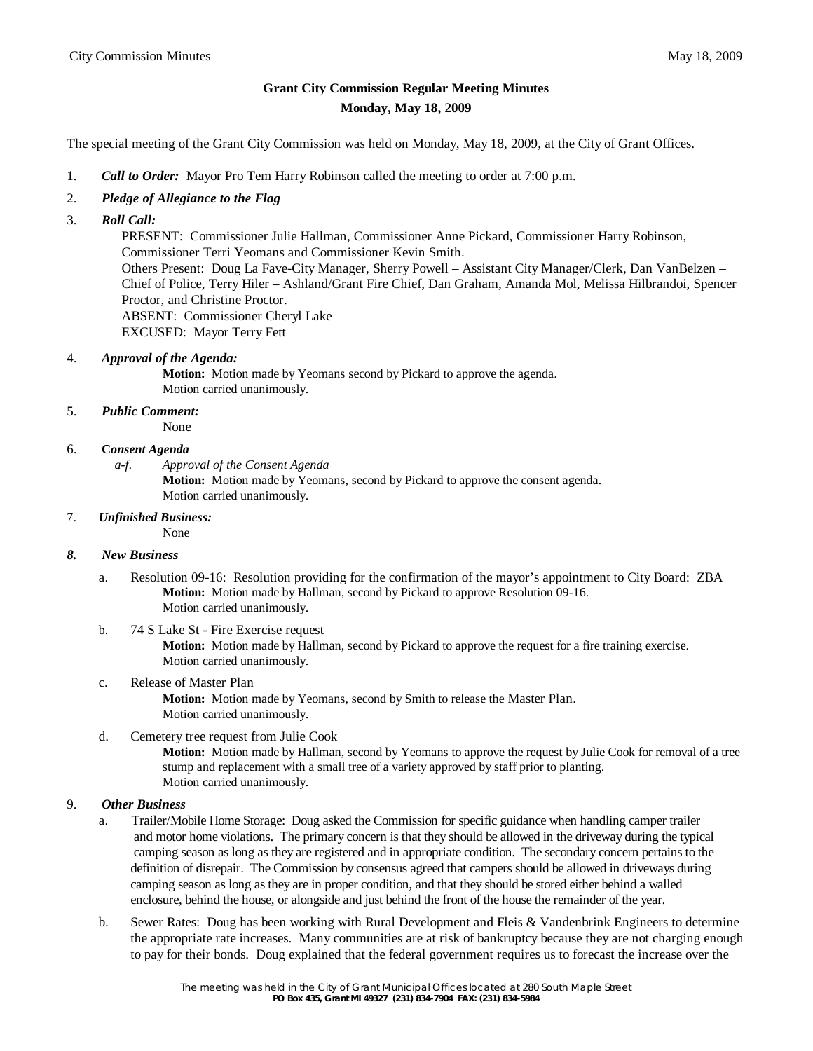## Grant City Commission Regular Meeting Minutes

**Monday, May 18, 2009**

The special meeting of the Grant City Commission was held on Monday, May 18, 2009, at the City of Grant Offices.

1. ***Call to Order:*** Mayor Pro Tem Harry Robinson called the meeting to order at 7:00 p.m.

2. ***Pledge of Allegiance to the Flag***

3. ***Roll Call:***

   PRESENT: Commissioner Julie Hallman, Commissioner Anne Pickard, Commissioner Harry Robinson, Commissioner Terri Yeomans and Commissioner Kevin Smith.
   Others Present: Doug La Fave-City Manager, Sherry Powell – Assistant City Manager/Clerk, Dan VanBelzen – Chief of Police, Terry Hiler – Ashland/Grant Fire Chief, Dan Graham, Amanda Mol, Melissa Hilbrandoi, Spencer Proctor, and Christine Proctor.
   ABSENT: Commissioner Cheryl Lake
   EXCUSED: Mayor Terry Fett

4. ***Approval of the Agenda:***

   **Motion:** Motion made by Yeomans second by Pickard to approve the agenda.
   Motion carried unanimously.

5. ***Public Comment:***

   None

6. **C*onsent Agenda***

   *a-f.* *Approval of the Consent Agenda*
   **Motion:** Motion made by Yeomans, second by Pickard to approve the consent agenda.
   Motion carried unanimously.

7. ***Unfinished Business:***

   None

8. ***New Business***

   a. Resolution 09-16: Resolution providing for the confirmation of the mayor's appointment to City Board: ZBA
      **Motion:** Motion made by Hallman, second by Pickard to approve Resolution 09-16.
      Motion carried unanimously.

   b. 74 S Lake St - Fire Exercise request
      **Motion:** Motion made by Hallman, second by Pickard to approve the request for a fire training exercise.
      Motion carried unanimously.

   c. Release of Master Plan
      **Motion:** Motion made by Yeomans, second by Smith to release the Master Plan.
      Motion carried unanimously.

   d. Cemetery tree request from Julie Cook
      **Motion:** Motion made by Hallman, second by Yeomans to approve the request by Julie Cook for removal of a tree stump and replacement with a small tree of a variety approved by staff prior to planting.
      Motion carried unanimously.

9. ***Other Business***

   a. Trailer/Mobile Home Storage: Doug asked the Commission for specific guidance when handling camper trailer and motor home violations. The primary concern is that they should be allowed in the driveway during the typical camping season as long as they are registered and in appropriate condition. The secondary concern pertains to the definition of disrepair. The Commission by consensus agreed that campers should be allowed in driveways during camping season as long as they are in proper condition, and that they should be stored either behind a walled enclosure, behind the house, or alongside and just behind the front of the house the remainder of the year.

   b. Sewer Rates: Doug has been working with Rural Development and Fleis & Vandenbrink Engineers to determine the appropriate rate increases. Many communities are at risk of bankruptcy because they are not charging enough to pay for their bonds. Doug explained that the federal government requires us to forecast the increase over the

The meeting was held in the City of Grant Municipal Offices located at 280 South Maple Street
**PO Box 435, Grant MI 49327 (231) 834-7904 FAX: (231) 834-5984**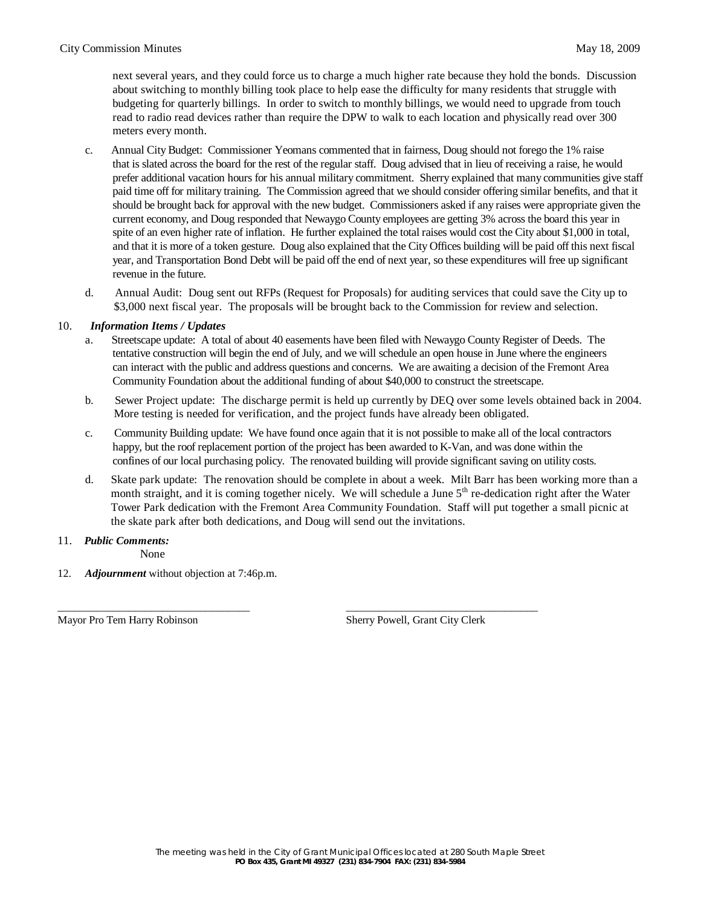next several years, and they could force us to charge a much higher rate because they hold the bonds. Discussion about switching to monthly billing took place to help ease the difficulty for many residents that struggle with budgeting for quarterly billings. In order to switch to monthly billings, we would need to upgrade from touch read to radio read devices rather than require the DPW to walk to each location and physically read over 300 meters every month.

c. Annual City Budget: Commissioner Yeomans commented that in fairness, Doug should not forego the 1% raise that is slated across the board for the rest of the regular staff. Doug advised that in lieu of receiving a raise, he would prefer additional vacation hours for his annual military commitment. Sherry explained that many communities give staff paid time off for military training. The Commission agreed that we should consider offering similar benefits, and that it should be brought back for approval with the new budget. Commissioners asked if any raises were appropriate given the current economy, and Doug responded that Newaygo County employees are getting 3% across the board this year in spite of an even higher rate of inflation. He further explained the total raises would cost the City about $1,000 in total, and that it is more of a token gesture. Doug also explained that the City Offices building will be paid off this next fiscal year, and Transportation Bond Debt will be paid off the end of next year, so these expenditures will free up significant revenue in the future.

d. Annual Audit: Doug sent out RFPs (Request for Proposals) for auditing services that could save the City up to $3,000 next fiscal year. The proposals will be brought back to the Commission for review and selection.

10. ***Information Items / Updates***

a. Streetscape update: A total of about 40 easements have been filed with Newaygo County Register of Deeds. The tentative construction will begin the end of July, and we will schedule an open house in June where the engineers can interact with the public and address questions and concerns. We are awaiting a decision of the Fremont Area Community Foundation about the additional funding of about $40,000 to construct the streetscape.

b. Sewer Project update: The discharge permit is held up currently by DEQ over some levels obtained back in 2004. More testing is needed for verification, and the project funds have already been obligated.

c. Community Building update: We have found once again that it is not possible to make all of the local contractors happy, but the roof replacement portion of the project has been awarded to K-Van, and was done within the confines of our local purchasing policy. The renovated building will provide significant saving on utility costs.

d. Skate park update: The renovation should be complete in about a week. Milt Barr has been working more than a month straight, and it is coming together nicely. We will schedule a June 5th re-dedication right after the Water Tower Park dedication with the Fremont Area Community Foundation. Staff will put together a small picnic at the skate park after both dedications, and Doug will send out the invitations.

11. ***Public Comments:***

None

12. ***Adjournment*** without objection at 7:46p.m.

___________________________________ ___________________________________

Mayor Pro Tem Harry Robinson Sherry Powell, Grant City Clerk

The meeting was held in the City of Grant Municipal Offices located at 280 South Maple Street
**PO Box 435, Grant MI 49327 (231) 834-7904 FAX: (231) 834-5984**